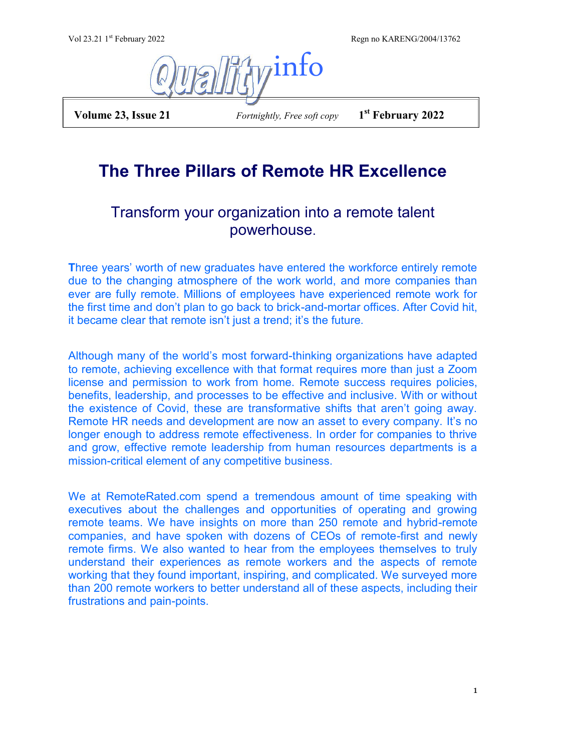# The Three Pillars of Remote HR Excellence

## Transform your organization into a remote talent powerhouse.

Three years' worth of new graduates have entered the workforce entirely remote due to the changing atmosphere of the work world, and more companies than ever are fully remote. Millions of employees have experienced remote work for the first time and don't plan to go back to brick-and-mortar offices. After Covid hit, it became clear that remote isn't just a trend; it's the future.

Although many of the world's most forward-thinking organizations have adapted to remote, achieving excellence with that format requires more than just a Zoom license and permission to work from home. Remote success requires policies, benefits, leadership, and processes to be effective and inclusive. With or without the existence of Covid, these are transformative shifts that aren't going away. Remote HR needs and development are now an asset to every company. It's no longer enough to address remote effectiveness. In order for companies to thrive and grow, effective remote leadership from human resources departments is a mission-critical element of any competitive business.

We at RemoteRated.com spend a tremendous amount of time speaking with executives about the challenges and opportunities of operating and growing remote teams. We have insights on more than 250 remote and hybrid-remote companies, and have spoken with dozens of CEOs of remote-first and newly remote firms. We also wanted to hear from the employees themselves to truly understand their experiences as remote workers and the aspects of remote working that they found important, inspiring, and complicated. We surveyed more than 200 remote workers to better understand all of these aspects, including their frustrations and pain-points.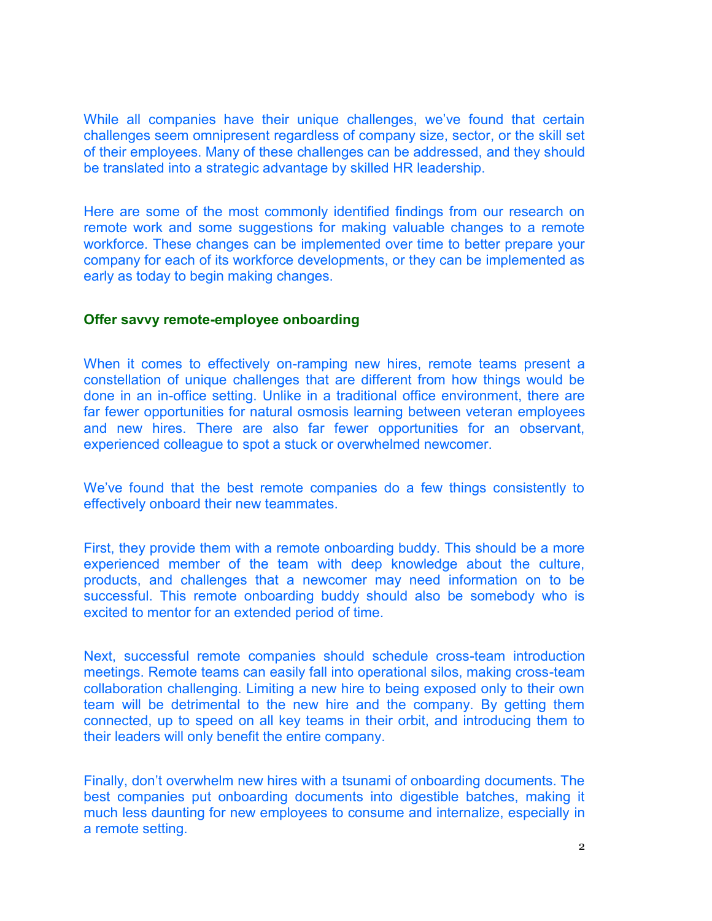While all companies have their unique challenges, we've found that certain challenges seem omnipresent regardless of company size, sector, or the skill set of their employees. Many of these challenges can be addressed, and they should be translated into a strategic advantage by skilled HR leadership.

Here are some of the most commonly identified findings from our research on remote work and some suggestions for making valuable changes to a remote workforce. These changes can be implemented over time to better prepare your company for each of its workforce developments, or they can be implemented as early as today to begin making changes.

## Offer savvy remote-employee onboarding

When it comes to effectively on-ramping new hires, remote teams present a constellation of unique challenges that are different from how things would be done in an in-office setting. Unlike in a traditional office environment, there are far fewer opportunities for natural osmosis learning between veteran employees and new hires. There are also far fewer opportunities for an observant, experienced colleague to spot a stuck or overwhelmed newcomer.

We've found that the best remote companies do a few things consistently to effectively onboard their new teammates.

First, they provide them with a remote onboarding buddy. This should be a more experienced member of the team with deep knowledge about the culture, products, and challenges that a newcomer may need information on to be successful. This remote onboarding buddy should also be somebody who is excited to mentor for an extended period of time.

Next, successful remote companies should schedule cross-team introduction meetings. Remote teams can easily fall into operational silos, making cross-team collaboration challenging. Limiting a new hire to being exposed only to their own team will be detrimental to the new hire and the company. By getting them connected, up to speed on all key teams in their orbit, and introducing them to their leaders will only benefit the entire company.

Finally, don't overwhelm new hires with a tsunami of onboarding documents. The best companies put onboarding documents into digestible batches, making it much less daunting for new employees to consume and internalize, especially in a remote setting.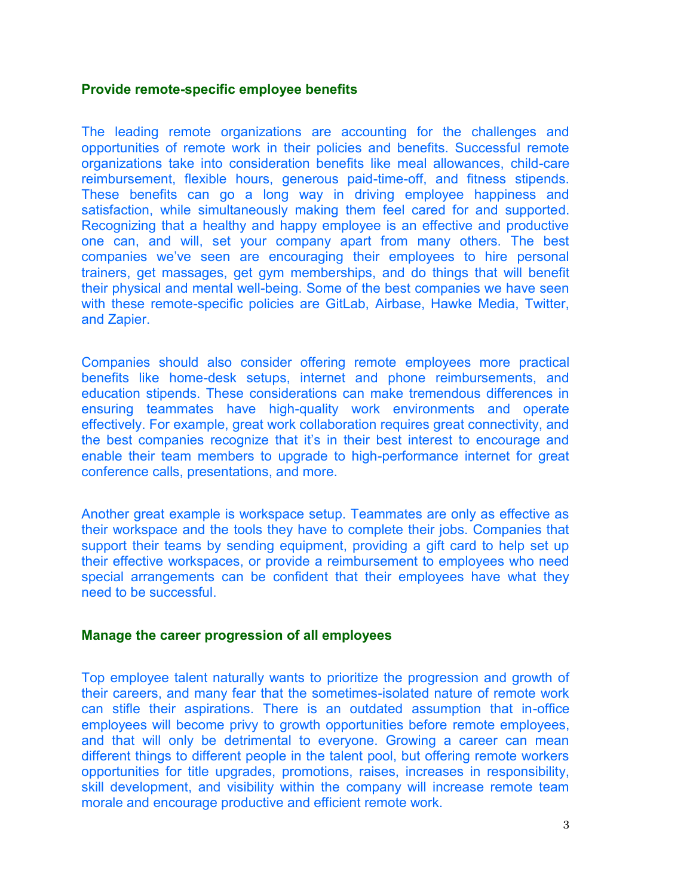### Provide remote-specific employee benefits

The leading remote organizations are accounting for the challenges and opportunities of remote work in their policies and benefits. Successful remote organizations take into consideration benefits like meal allowances, child-care reimbursement, flexible hours, generous paid-time-off, and fitness stipends. These benefits can go a long way in driving employee happiness and satisfaction, while simultaneously making them feel cared for and supported. Recognizing that a healthy and happy employee is an effective and productive one can, and will, set your company apart from many others. The best companies we've seen are encouraging their employees to hire personal trainers, get massages, get gym memberships, and do things that will benefit their physical and mental well-being. Some of the best companies we have seen with these remote-specific policies are GitLab, Airbase, Hawke Media, Twitter, and Zapier.

Companies should also consider offering remote employees more practical benefits like home-desk setups, internet and phone reimbursements, and education stipends. These considerations can make tremendous differences in ensuring teammates have high-quality work environments and operate effectively. For example, great work collaboration requires great connectivity, and the best companies recognize that it's in their best interest to encourage and enable their team members to upgrade to high-performance internet for great conference calls, presentations, and more.

Another great example is workspace setup. Teammates are only as effective as their workspace and the tools they have to complete their jobs. Companies that support their teams by sending equipment, providing a gift card to help set up their effective workspaces, or provide a reimbursement to employees who need special arrangements can be confident that their employees have what they need to be successful.

### Manage the career progression of all employees

Top employee talent naturally wants to prioritize the progression and growth of their careers, and many fear that the sometimes-isolated nature of remote work can stifle their aspirations. There is an outdated assumption that in-office employees will become privy to growth opportunities before remote employees, and that will only be detrimental to everyone. Growing a career can mean different things to different people in the talent pool, but offering remote workers opportunities for title upgrades, promotions, raises, increases in responsibility, skill development, and visibility within the company will increase remote team morale and encourage productive and efficient remote work.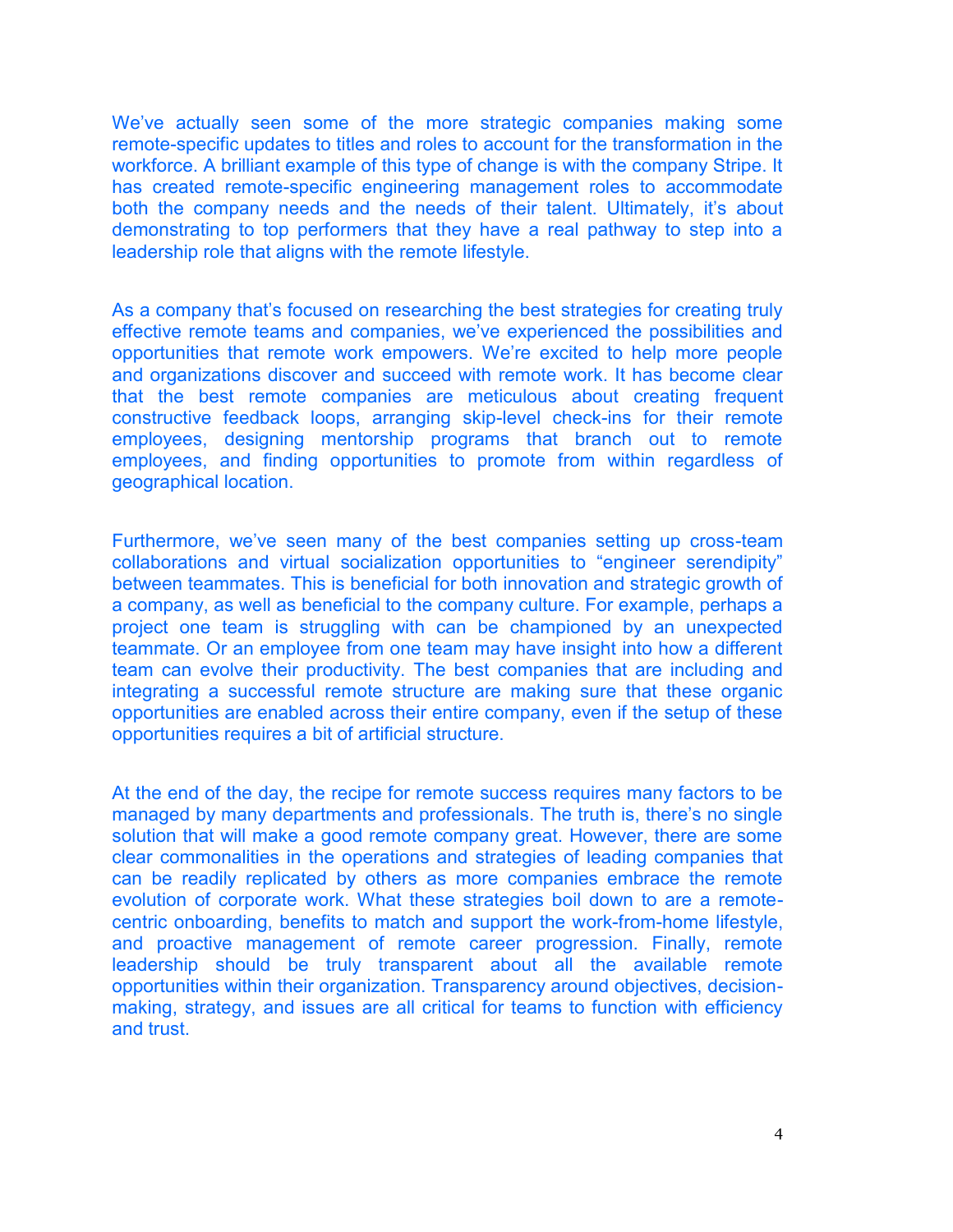We've actually seen some of the more strategic companies making some remote-specific updates to titles and roles to account for the transformation in the workforce. A brilliant example of this type of change is with the company Stripe. It has created remote-specific engineering management roles to accommodate both the company needs and the needs of their talent. Ultimately, it's about demonstrating to top performers that they have a real pathway to step into a leadership role that aligns with the remote lifestyle.

As a company that's focused on researching the best strategies for creating truly effective remote teams and companies, we've experienced the possibilities and opportunities that remote work empowers. We're excited to help more people and organizations discover and succeed with remote work. It has become clear that the best remote companies are meticulous about creating frequent constructive feedback loops, arranging skip-level check-ins for their remote employees, designing mentorship programs that branch out to remote employees, and finding opportunities to promote from within regardless of geographical location.

Furthermore, we've seen many of the best companies setting up cross-team collaborations and virtual socialization opportunities to "engineer serendipity" between teammates. This is beneficial for both innovation and strategic growth of a company, as well as beneficial to the company culture. For example, perhaps a project one team is struggling with can be championed by an unexpected teammate. Or an employee from one team may have insight into how a different team can evolve their productivity. The best companies that are including and integrating a successful remote structure are making sure that these organic opportunities are enabled across their entire company, even if the setup of these opportunities requires a bit of artificial structure.

At the end of the day, the recipe for remote success requires many factors to be managed by many departments and professionals. The truth is, there's no single solution that will make a good remote company great. However, there are some clear commonalities in the operations and strategies of leading companies that can be readily replicated by others as more companies embrace the remote evolution of corporate work. What these strategies boil down to are a remote-centric onboarding, benefits to match and support the work-from-home lifestyle, and proactive management of remote career progression. Finally, remote leadership should be truly transparent about all the available remote opportunities within their organization. Transparency around objectives, decision-making, strategy, and issues are all critical for teams to function with efficiency and trust.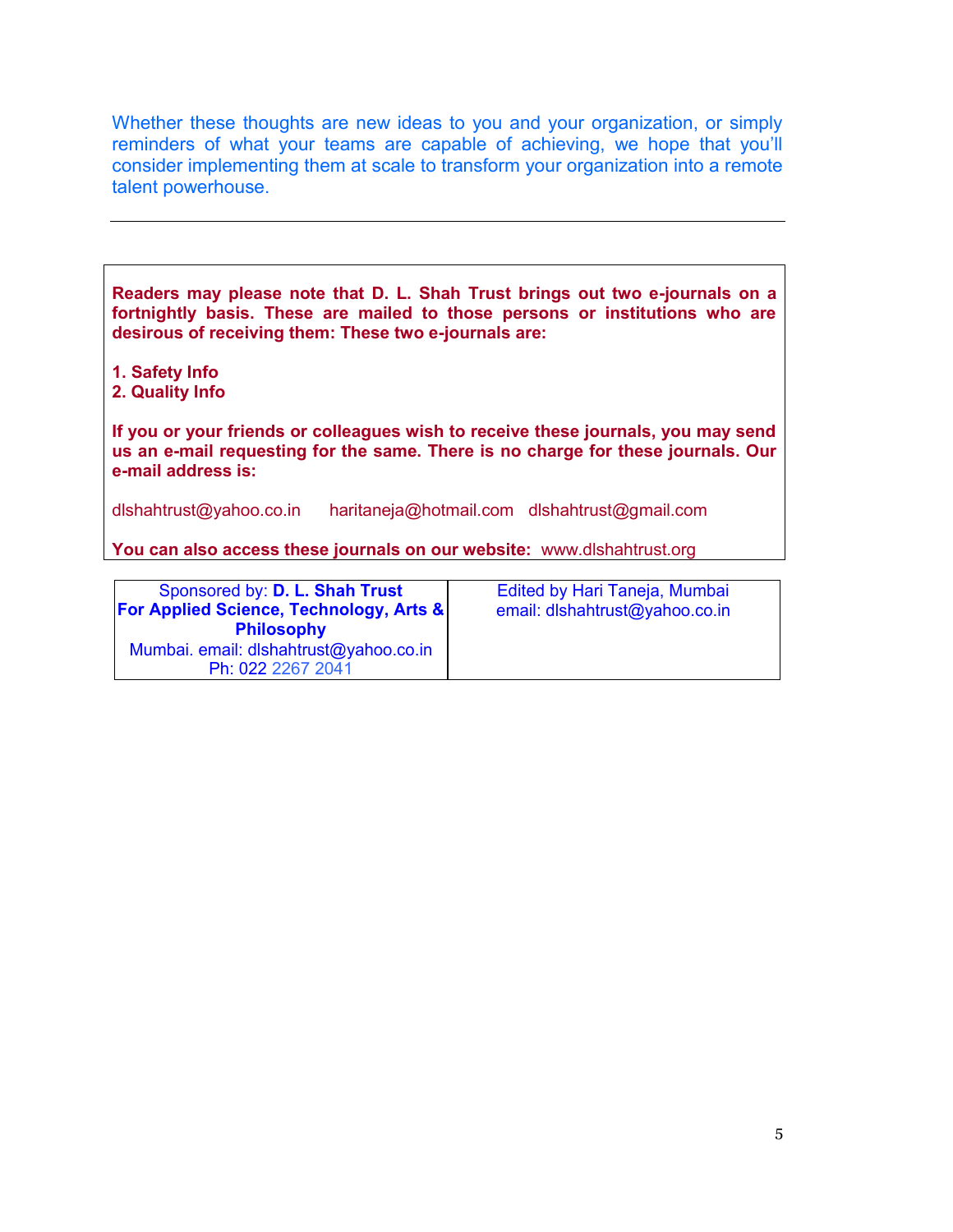Whether these thoughts are new ideas to you and your organization, or simply reminders of what your teams are capable of achieving, we hope that you'll consider implementing them at scale to transform your organization into a remote talent powerhouse.

---

**Readers may please note that D. L. Shah Trust brings out two e-journals on a fortnightly basis. These are mailed to those persons or institutions who are desirous of receiving them: These two e-journals are:**

**1. Safety Info**
**2. Quality Info**

**If you or your friends or colleagues wish to receive these journals, you may send us an e-mail requesting for the same. There is no charge for these journals. Our e-mail address is:**

dlshahtrust@yahoo.co.in haritaneja@hotmail.com dlshahtrust@gmail.com

**You can also access these journals on our website:** www.dlshahtrust.org

| | |
|---|---|
| Sponsored by: **D. L. Shah Trust For Applied Science, Technology, Arts & Philosophy** Mumbai. email: dlshahtrust@yahoo.co.in Ph: 022 2267 2041 | Edited by Hari Taneja, Mumbai email: dlshahtrust@yahoo.co.in |